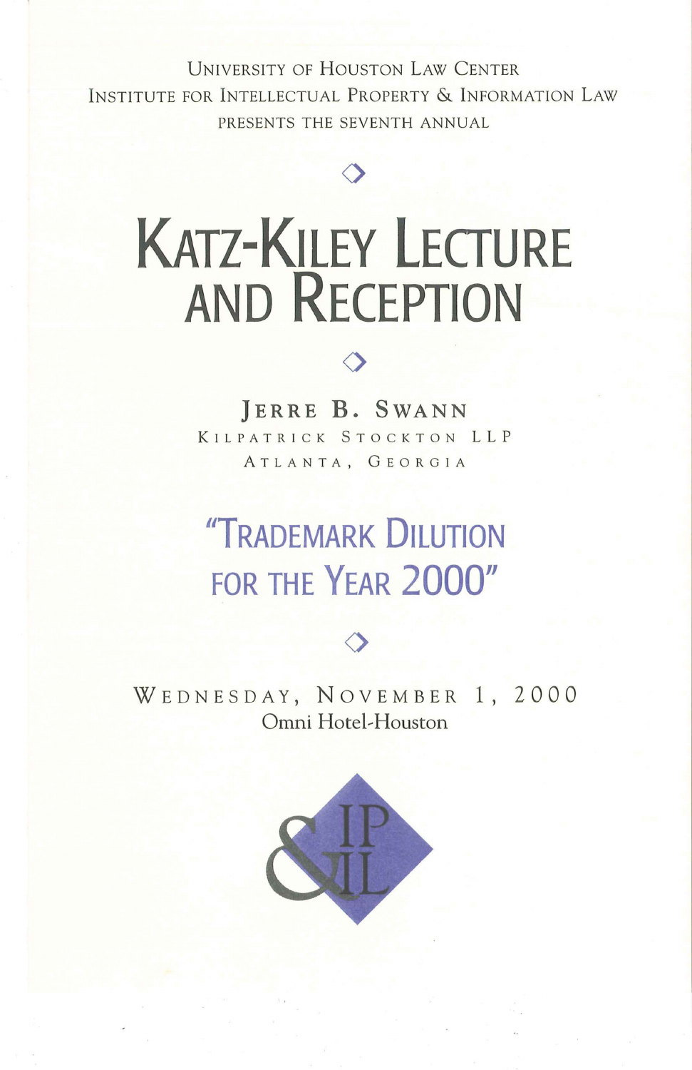University of Houston Law Center
Institute for Intellectual Property & Information Law
presents the seventh annual

# Katz-Kiley Lecture and Reception

## Jerre B. Swann

Kilpatrick Stockton LLP
Atlanta, Georgia

## "Trademark Dilution for the Year 2000"

Wednesday, November 1, 2000
Omni Hotel-Houston

IP & IL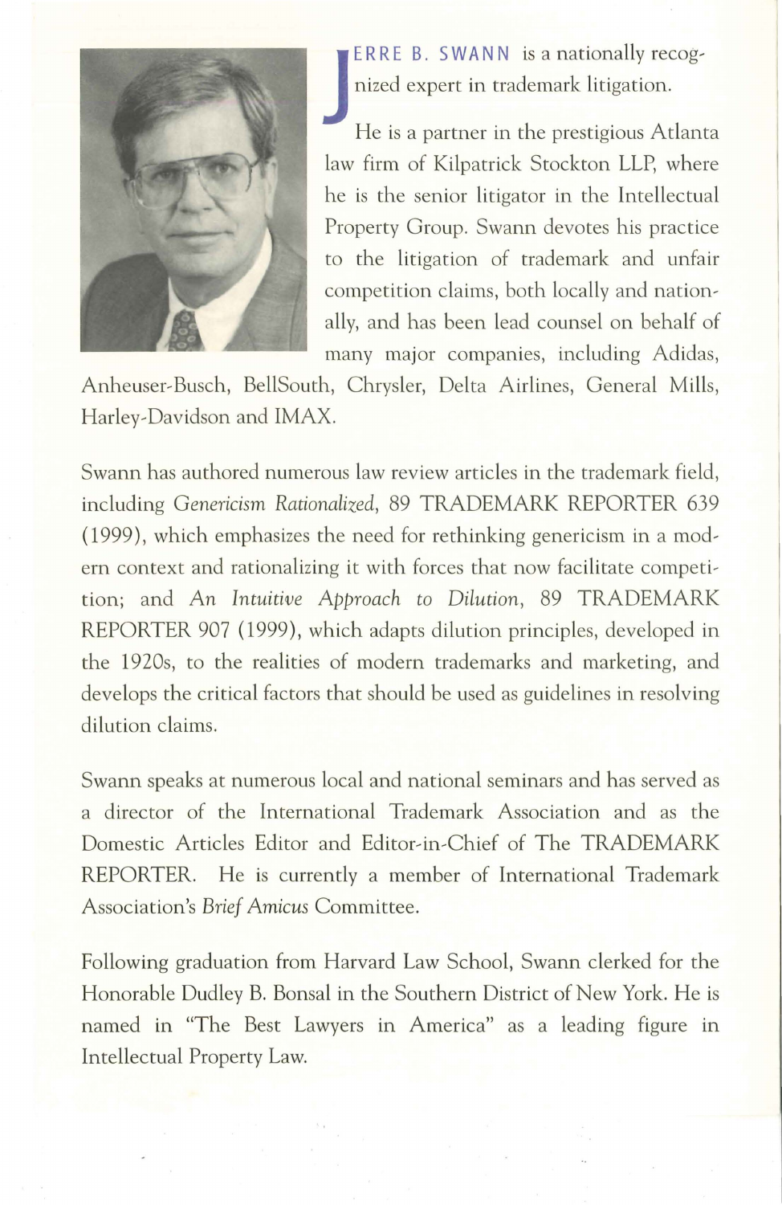JERRE B. SWANN is a nationally recognized expert in trademark litigation.

He is a partner in the prestigious Atlanta law firm of Kilpatrick Stockton LLP, where he is the senior litigator in the Intellectual Property Group. Swann devotes his practice to the litigation of trademark and unfair competition claims, both locally and nationally, and has been lead counsel on behalf of many major companies, including Adidas, Anheuser-Busch, BellSouth, Chrysler, Delta Airlines, General Mills, Harley-Davidson and IMAX.

Swann has authored numerous law review articles in the trademark field, including *Genericism Rationalized*, 89 TRADEMARK REPORTER 639 (1999), which emphasizes the need for rethinking genericism in a modern context and rationalizing it with forces that now facilitate competition; and *An Intuitive Approach to Dilution*, 89 TRADEMARK REPORTER 907 (1999), which adapts dilution principles, developed in the 1920s, to the realities of modern trademarks and marketing, and develops the critical factors that should be used as guidelines in resolving dilution claims.

Swann speaks at numerous local and national seminars and has served as a director of the International Trademark Association and as the Domestic Articles Editor and Editor-in-Chief of The TRADEMARK REPORTER. He is currently a member of International Trademark Association's *Brief Amicus* Committee.

Following graduation from Harvard Law School, Swann clerked for the Honorable Dudley B. Bonsal in the Southern District of New York. He is named in "The Best Lawyers in America" as a leading figure in Intellectual Property Law.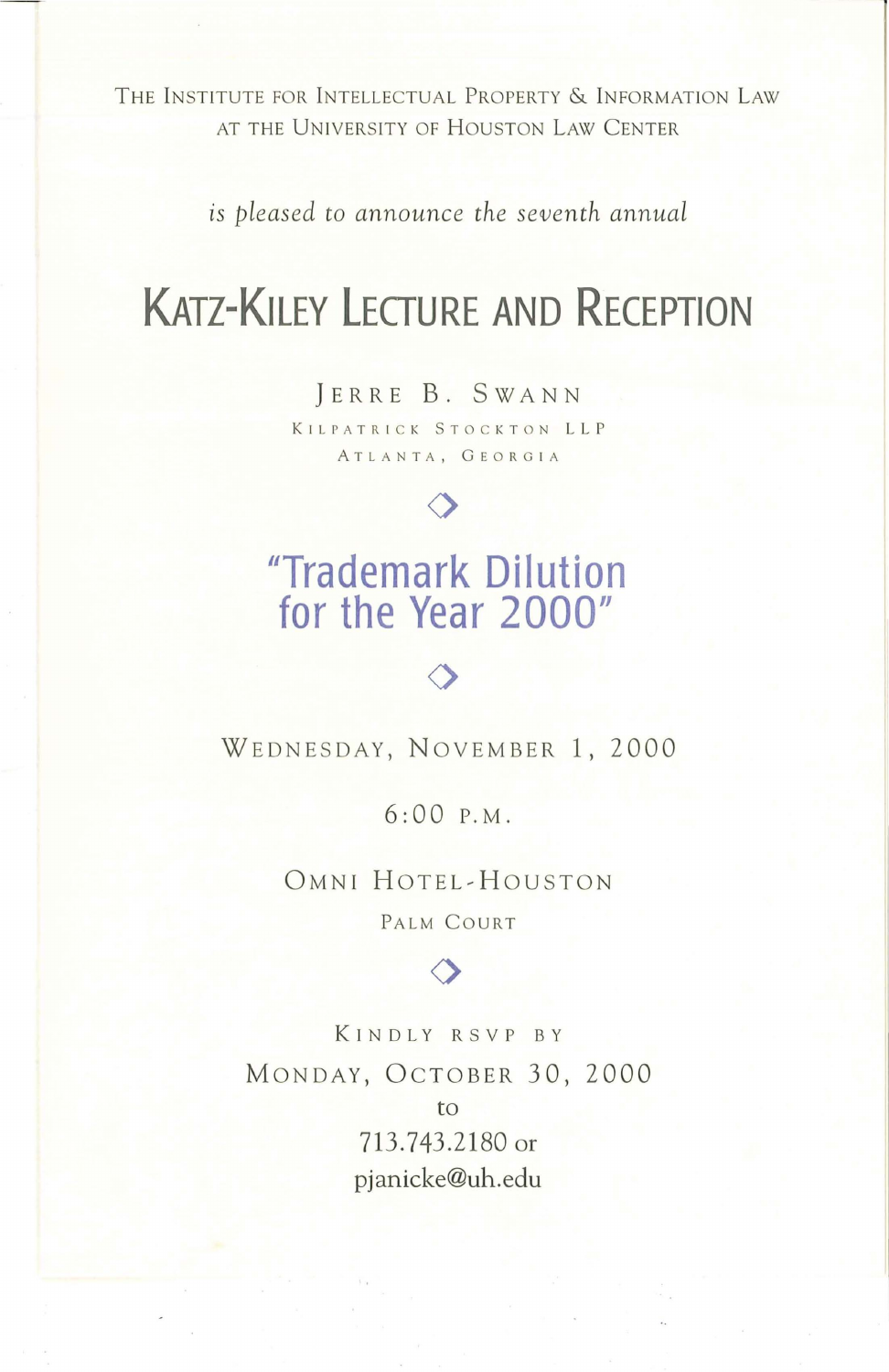The Institute for Intellectual Property & Information Law
at the University of Houston Law Center

*is pleased to announce the seventh annual*

# Katz-Kiley Lecture and Reception

Jerre B. Swann

Kilpatrick Stockton LLP

Atlanta, Georgia

◇

## "Trademark Dilution for the Year 2000"

◇

Wednesday, November 1, 2000

6:00 p.m.

Omni Hotel-Houston

Palm Court

◇

Kindly RSVP by

Monday, October 30, 2000

to

713.743.2180 or

pjanicke@uh.edu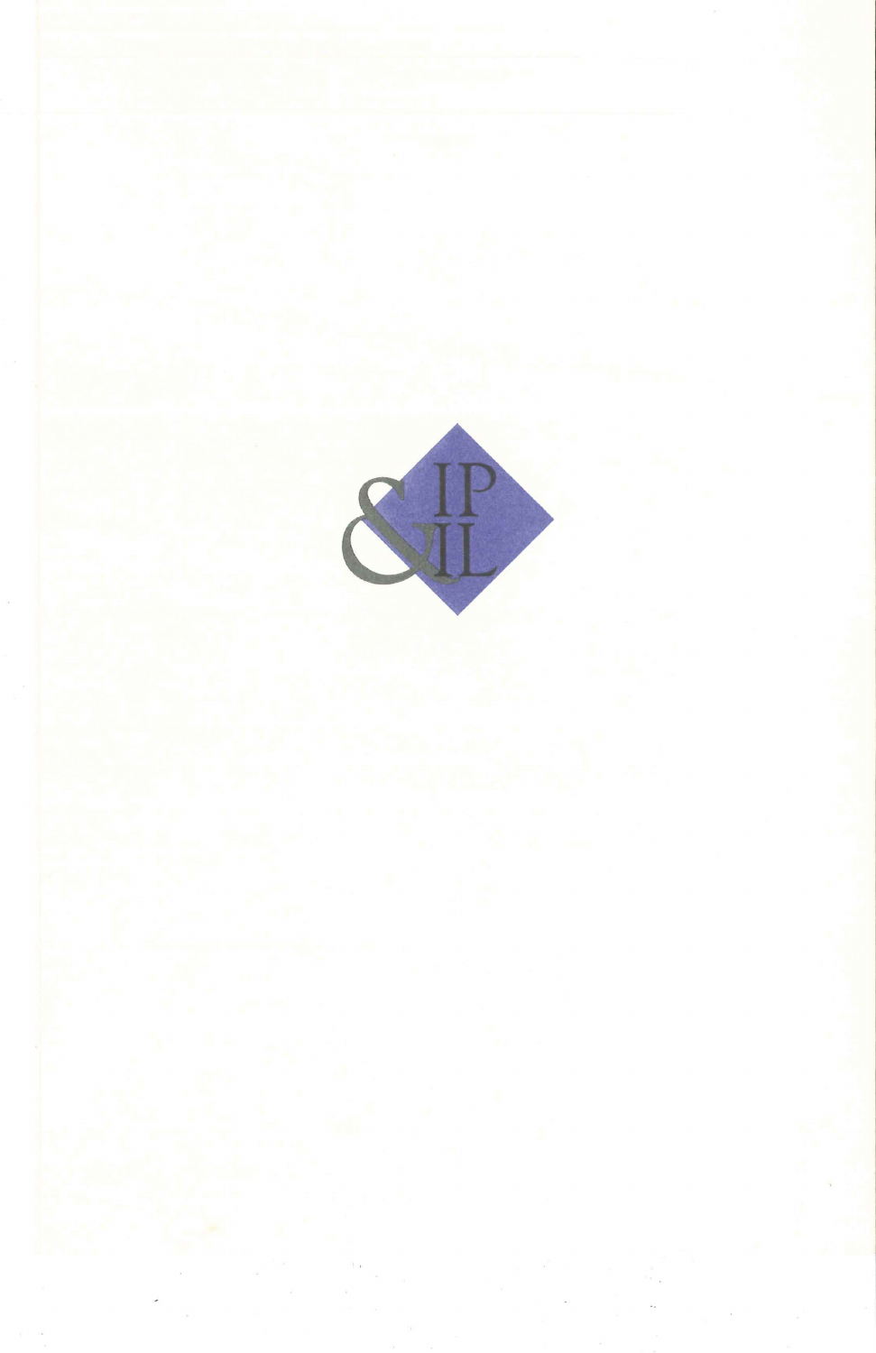IP
&IL